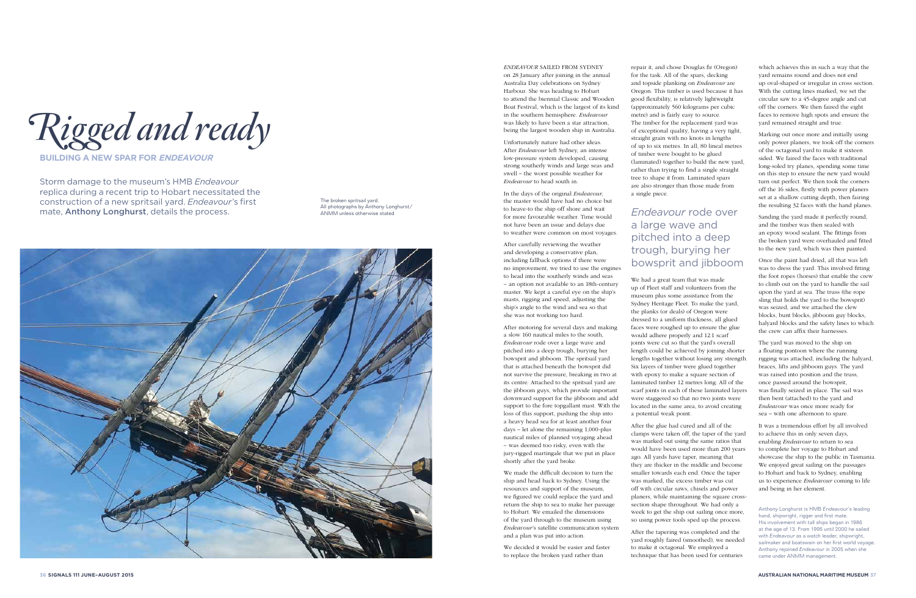# *Rigged and ready*

## BUILDING A NEW SPAR FOR *ENDEAVOUR*

Storm damage to the museum's HMB *Endeavour* replica during a recent trip to Hobart necessitated the construction of a new spritsail yard. *Endeavour*'s first mate, **Anthony Longhurst**, details the process.

The broken spritsail yard.
All photographs by Anthony Longhurst/ANMM unless otherwise stated

*ENDEAVOUR* SAILED FROM SYDNEY on 28 January after joining in the annual Australia Day celebrations on Sydney Harbour. She was heading to Hobart to attend the biennial Classic and Wooden Boat Festival, which is the largest of its kind in the southern hemisphere. *Endeavour* was likely to have been a star attraction, being the largest wooden ship in Australia.

Unfortunately nature had other ideas. After *Endeavour* left Sydney, an intense low-pressure system developed, causing strong southerly winds and large seas and swell – the worst possible weather for *Endeavour* to head south in.

In the days of the original *Endeavour*, the master would have had no choice but to heave-to the ship off shore and wait for more favourable weather. Time would not have been an issue and delays due to weather were common on most voyages.

After carefully reviewing the weather and developing a conservative plan, including fallback options if there were no improvement, we tried to use the engines to head into the southerly winds and seas – an option not available to an 18th-century master. We kept a careful eye on the ship's masts, rigging and speed, adjusting the ship's angle to the wind and sea so that she was not working too hard.

After motoring for several days and making a slow 160 nautical miles to the south, *Endeavour* rode over a large wave and pitched into a deep trough, burying her bowsprit and jibboom. The spritsail yard that is attached beneath the bowsprit did not survive the pressure, breaking in two at its centre. Attached to the spritsail yard are the jibboom guys, which provide important downward support for the jibboom and add support to the fore topgallant mast. With the loss of this support, pushing the ship into a heavy head sea for at least another four days – let alone the remaining 1,000-plus nautical miles of planned voyaging ahead – was deemed too risky, even with the jury-rigged martingale that we put in place shortly after the yard broke.

We made the difficult decision to turn the ship and head back to Sydney. Using the resources and support of the museum, we figured we could replace the yard and return the ship to sea to make her passage to Hobart. We emailed the dimensions of the yard through to the museum using *Endeavour*'s satellite communication system and a plan was put into action.

We decided it would be easier and faster to replace the broken yard rather than repair it, and chose Douglas fir (Oregon) for the task. All of the spars, decking and topside planking on *Endeavour* are Oregon. This timber is used because it has good flexibility, is relatively lightweight (approximately 560 kilograms per cubic metre) and is fairly easy to source. The timber for the replacement yard was of exceptional quality, having a very tight, straight grain with no knots in lengths of up to six metres. In all, 80 lineal metres of timber were bought to be glued (laminated) together to build the new yard, rather than trying to find a single straight tree to shape it from. Laminated spars are also stronger than those made from a single piece.

> *Endeavour* rode over a large wave and pitched into a deep trough, burying her bowsprit and jibboom

We had a great team that was made up of Fleet staff and volunteers from the museum plus some assistance from the Sydney Heritage Fleet. To make the yard, the planks (or deals) of Oregon were dressed to a uniform thickness, all glued faces were roughed up to ensure the glue would adhere properly and 12:1 scarf joints were cut so that the yard's overall length could be achieved by joining shorter lengths together without losing any strength. Six layers of timber were glued together with epoxy to make a square section of laminated timber 12 metres long. All of the scarf joints in each of these laminated layers were staggered so that no two joints were located in the same area, to avoid creating a potential weak point.

After the glue had cured and all of the clamps were taken off, the taper of the yard was marked out using the same ratios that would have been used more than 200 years ago. All yards have taper, meaning that they are thicker in the middle and become smaller towards each end. Once the taper was marked, the excess timber was cut off with circular saws, chisels and power planers, while maintaining the square cross-section shape throughout. We had only a week to get the ship out sailing once more, so using power tools sped up the process.

After the tapering was completed and the yard roughly faired (smoothed), we needed to make it octagonal. We employed a technique that has been used for centuries which achieves this in such a way that the yard remains round and does not end up oval-shaped or irregular in cross section. With the cutting lines marked, we set the circular saw to a 45-degree angle and cut off the corners. We then faired the eight faces to remove high spots and ensure the yard remained straight and true.

Marking out once more and initially using only power planers, we took off the corners of the octagonal yard to make it sixteen sided. We faired the faces with traditional long-soled try planes, spending some time on this step to ensure the new yard would turn out perfect. We then took the corners off the 16 sides, firstly with power planers set at a shallow cutting depth, then fairing the resulting 32 faces with the hand planes.

Sanding the yard made it perfectly round, and the timber was then sealed with an epoxy wood sealant. The fittings from the broken yard were overhauled and fitted to the new yard, which was then painted.

Once the paint had dried, all that was left was to dress the yard. This involved fitting the foot ropes (horses) that enable the crew to climb out on the yard to handle the sail upon the yard at sea. The truss (the rope sling that holds the yard to the bowsprit) was seized, and we attached the clew blocks, bunt blocks, jibboom guy blocks, halyard blocks and the safety lines to which the crew can affix their harnesses.

The yard was moved to the ship on a floating pontoon where the running rigging was attached, including the halyard, braces, lifts and jibboom guys. The yard was raised into position and the truss, once passed around the bowsprit, was finally seized in place. The sail was then bent (attached) to the yard and *Endeavour* was once more ready for sea – with one afternoon to spare.

It was a tremendous effort by all involved to achieve this in only seven days, enabling *Endeavour* to return to sea to complete her voyage to Hobart and showcase the ship to the public in Tasmania. We enjoyed great sailing on the passages to Hobart and back to Sydney, enabling us to experience *Endeavour* coming to life and being in her element.

Anthony Longhurst is HMB *Endeavour*'s leading hand, shipwright, rigger and first mate. His involvement with tall ships began in 1986 at the age of 13. From 1995 until 2000 he sailed with *Endeavour* as a watch leader, shipwright, sailmaker and boatswain on her first world voyage. Anthony rejoined *Endeavour* in 2005 when she came under ANMM management.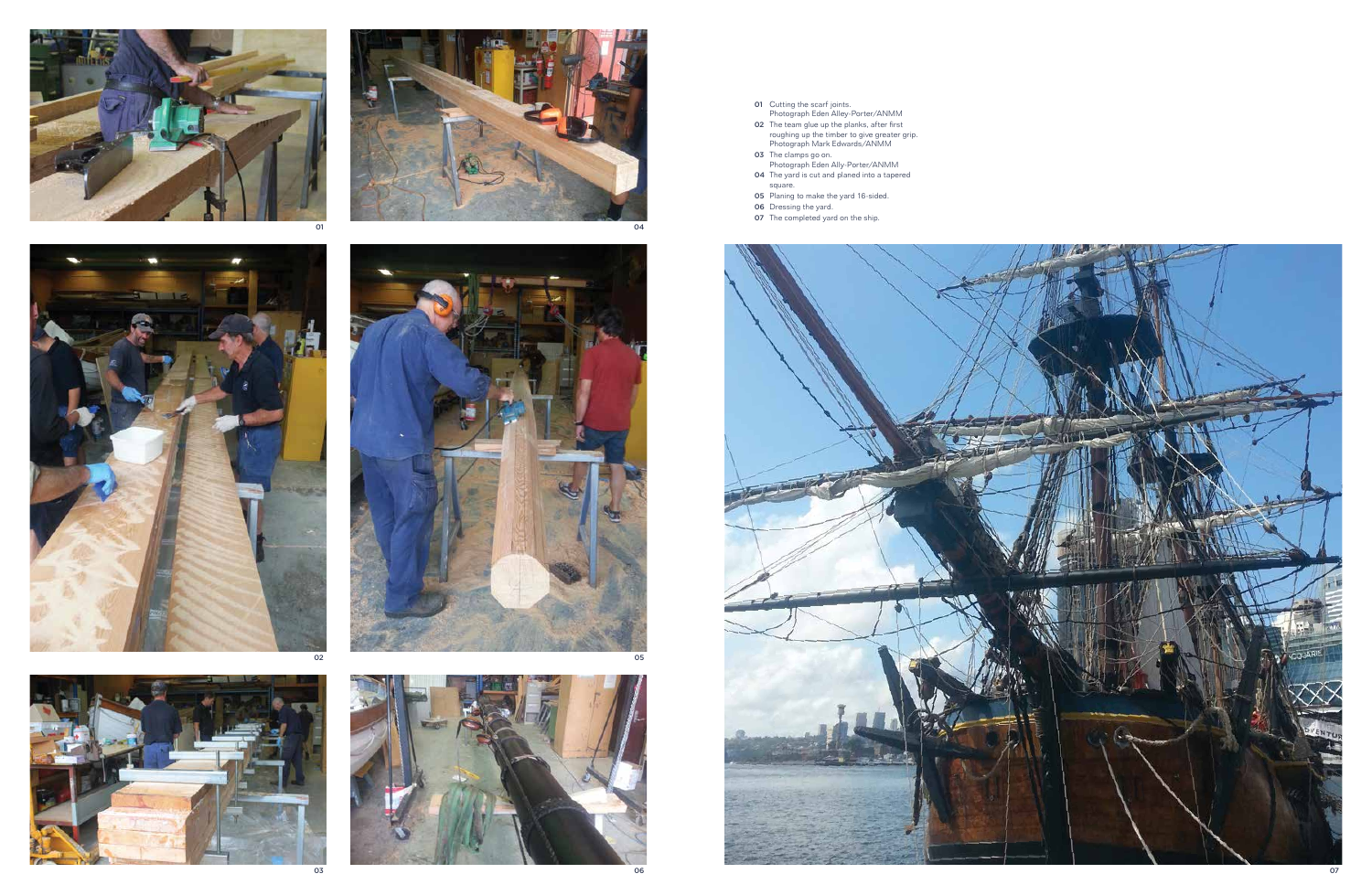**01** Cutting the scarf joints.
Photograph Eden Alley-Porter/ANMM

**02** The team glue up the planks, after first roughing up the timber to give greater grip.
Photograph Mark Edwards/ANMM

**03** The clamps go on.
Photograph Eden Ally-Porter/ANMM

**04** The yard is cut and planed into a tapered square.

**05** Planing to make the yard 16-sided.

**06** Dressing the yard.

**07** The completed yard on the ship.